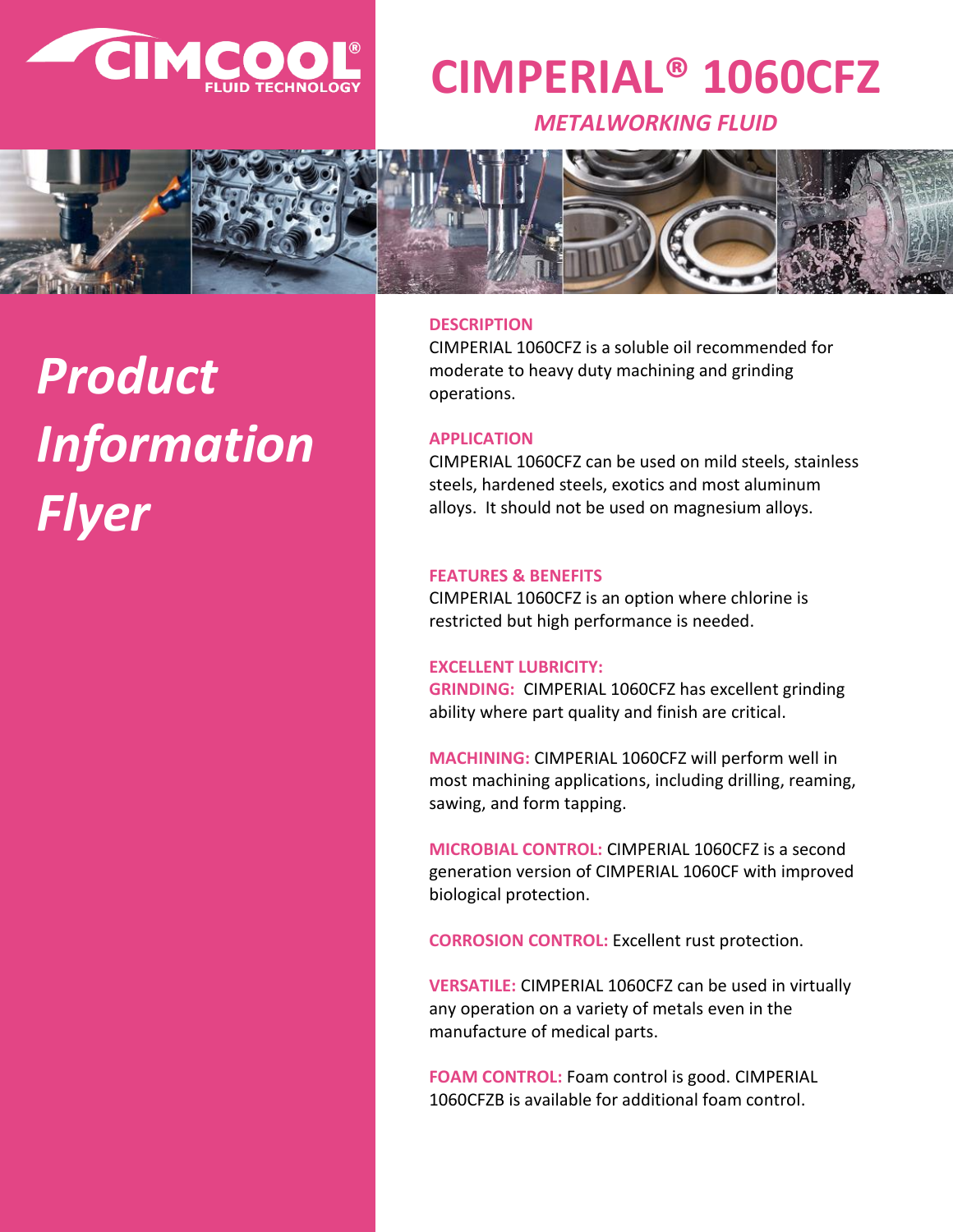CIMCOOL® FLUID TECHNOLOGY

# CIMPERIAL® 1060CFZ

*METALWORKING FLUID*

*Product Information Flyer*

## DESCRIPTION

CIMPERIAL 1060CFZ is a soluble oil recommended for moderate to heavy duty machining and grinding operations.

## APPLICATION

CIMPERIAL 1060CFZ can be used on mild steels, stainless steels, hardened steels, exotics and most aluminum alloys. It should not be used on magnesium alloys.

## FEATURES & BENEFITS

CIMPERIAL 1060CFZ is an option where chlorine is restricted but high performance is needed.

**EXCELLENT LUBRICITY:**

**GRINDING:** CIMPERIAL 1060CFZ has excellent grinding ability where part quality and finish are critical.

**MACHINING:** CIMPERIAL 1060CFZ will perform well in most machining applications, including drilling, reaming, sawing, and form tapping.

**MICROBIAL CONTROL:** CIMPERIAL 1060CFZ is a second generation version of CIMPERIAL 1060CF with improved biological protection.

**CORROSION CONTROL:** Excellent rust protection.

**VERSATILE:** CIMPERIAL 1060CFZ can be used in virtually any operation on a variety of metals even in the manufacture of medical parts.

**FOAM CONTROL:** Foam control is good. CIMPERIAL 1060CFZB is available for additional foam control.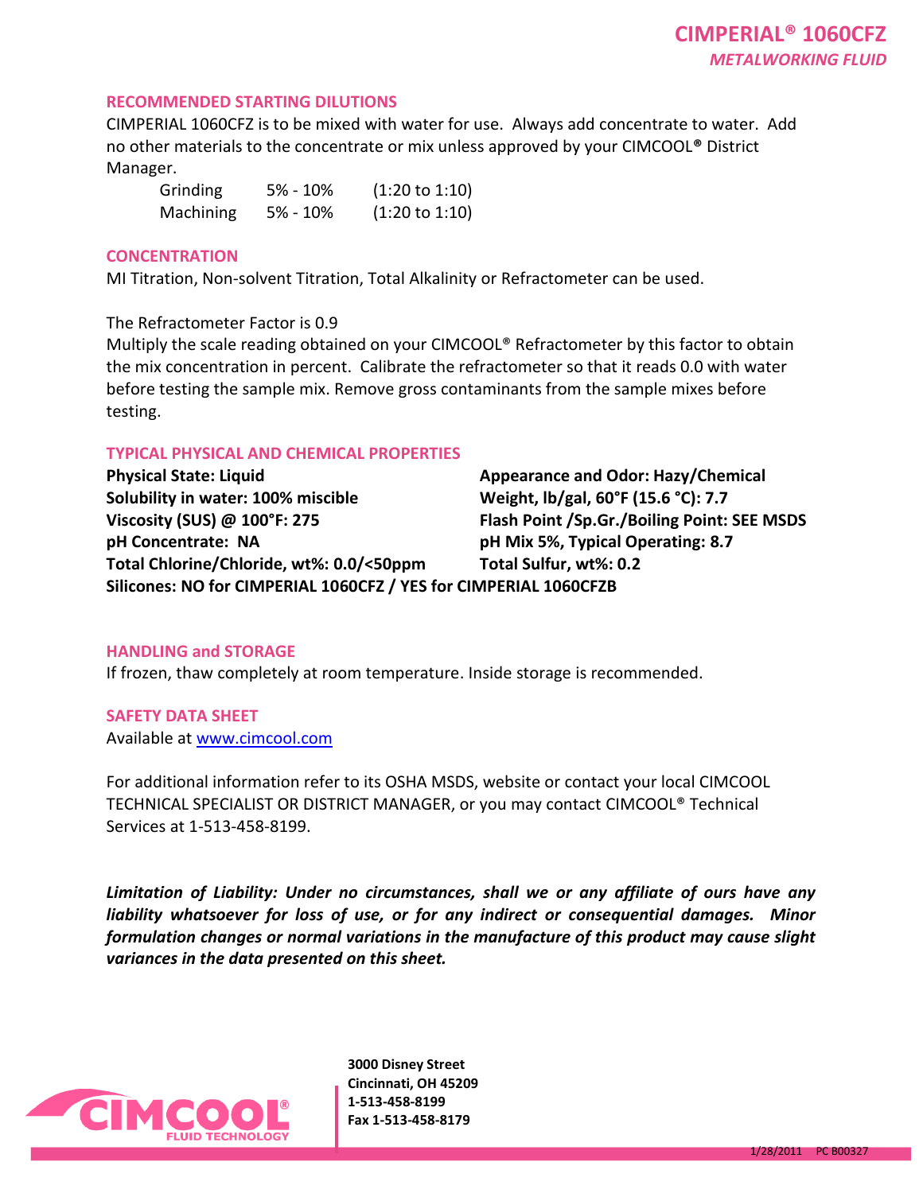## RECOMMENDED STARTING DILUTIONS

CIMPERIAL 1060CFZ is to be mixed with water for use. Always add concentrate to water. Add no other materials to the concentrate or mix unless approved by your CIMCOOL® District Manager.

| | | |
|---|---|---|
| Grinding | 5% - 10% | (1:20 to 1:10) |
| Machining | 5% - 10% | (1:20 to 1:10) |

## CONCENTRATION

MI Titration, Non-solvent Titration, Total Alkalinity or Refractometer can be used.

The Refractometer Factor is 0.9

Multiply the scale reading obtained on your CIMCOOL® Refractometer by this factor to obtain the mix concentration in percent. Calibrate the refractometer so that it reads 0.0 with water before testing the sample mix. Remove gross contaminants from the sample mixes before testing.

## TYPICAL PHYSICAL AND CHEMICAL PROPERTIES

| | |
|---|---|
| **Physical State: Liquid** | **Appearance and Odor: Hazy/Chemical** |
| **Solubility in water: 100% miscible** | **Weight, lb/gal, 60°F (15.6 °C): 7.7** |
| **Viscosity (SUS) @ 100°F: 275** | **Flash Point /Sp.Gr./Boiling Point: SEE MSDS** |
| **pH Concentrate: NA** | **pH Mix 5%, Typical Operating: 8.7** |
| **Total Chlorine/Chloride, wt%: 0.0/<50ppm** | **Total Sulfur, wt%: 0.2** |

**Silicones: NO for CIMPERIAL 1060CFZ / YES for CIMPERIAL 1060CFZB**

## HANDLING and STORAGE

If frozen, thaw completely at room temperature. Inside storage is recommended.

## SAFETY DATA SHEET

Available at www.cimcool.com

For additional information refer to its OSHA MSDS, website or contact your local CIMCOOL TECHNICAL SPECIALIST OR DISTRICT MANAGER, or you may contact CIMCOOL® Technical Services at 1-513-458-8199.

***Limitation of Liability: Under no circumstances, shall we or any affiliate of ours have any liability whatsoever for loss of use, or for any indirect or consequential damages. Minor formulation changes or normal variations in the manufacture of this product may cause slight variances in the data presented on this sheet.***

CIMCOOL® FLUID TECHNOLOGY

**3000 Disney Street**
**Cincinnati, OH 45209**
**1-513-458-8199**
**Fax 1-513-458-8179**

1/28/2011 PC B00327